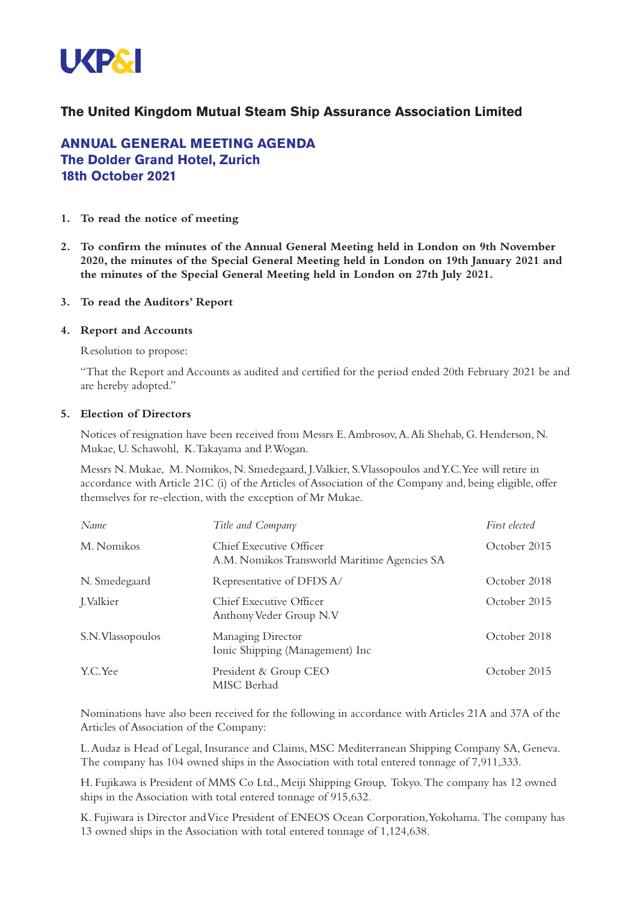# UKP&I

## The United Kingdom Mutual Steam Ship Assurance Association Limited

## ANNUAL GENERAL MEETING AGENDA
## The Dolder Grand Hotel, Zurich
## 18th October 2021

1. **To read the notice of meeting**

2. **To confirm the minutes of the Annual General Meeting held in London on 9th November 2020, the minutes of the Special General Meeting held in London on 19th January 2021 and the minutes of the Special General Meeting held in London on 27th July 2021.**

3. **To read the Auditors' Report**

4. **Report and Accounts**

   Resolution to propose:

   "That the Report and Accounts as audited and certified for the period ended 20th February 2021 be and are hereby adopted."

5. **Election of Directors**

   Notices of resignation have been received from Messrs E. Ambrosov, A. Ali Shehab, G. Henderson, N. Mukae, U. Schawohl, K. Takayama and P. Wogan.

   Messrs N. Mukae, M. Nomikos, N. Smedegaard, J. Valkier, S. Vlassopoulos and Y.C. Yee will retire in accordance with Article 21C (i) of the Articles of Association of the Company and, being eligible, offer themselves for re-election, with the exception of Mr Mukae.

| *Name* | *Title and Company* | *First elected* |
| --- | --- | --- |
| M. Nomikos | Chief Executive Officer<br>A.M. Nomikos Transworld Maritime Agencies SA | October 2015 |
| N. Smedegaard | Representative of DFDS A/ | October 2018 |
| J. Valkier | Chief Executive Officer<br>Anthony Veder Group N.V | October 2015 |
| S.N. Vlassopoulos | Managing Director<br>Ionic Shipping (Management) Inc | October 2018 |
| Y.C. Yee | President & Group CEO<br>MISC Berhad | October 2015 |

   Nominations have also been received for the following in accordance with Articles 21A and 37A of the Articles of Association of the Company:

   L. Audaz is Head of Legal, Insurance and Claims, MSC Mediterranean Shipping Company SA, Geneva. The company has 104 owned ships in the Association with total entered tonnage of 7,911,333.

   H. Fujikawa is President of MMS Co Ltd., Meiji Shipping Group, Tokyo. The company has 12 owned ships in the Association with total entered tonnage of 915,632.

   K. Fujiwara is Director and Vice President of ENEOS Ocean Corporation, Yokohama. The company has 13 owned ships in the Association with total entered tonnage of 1,124,638.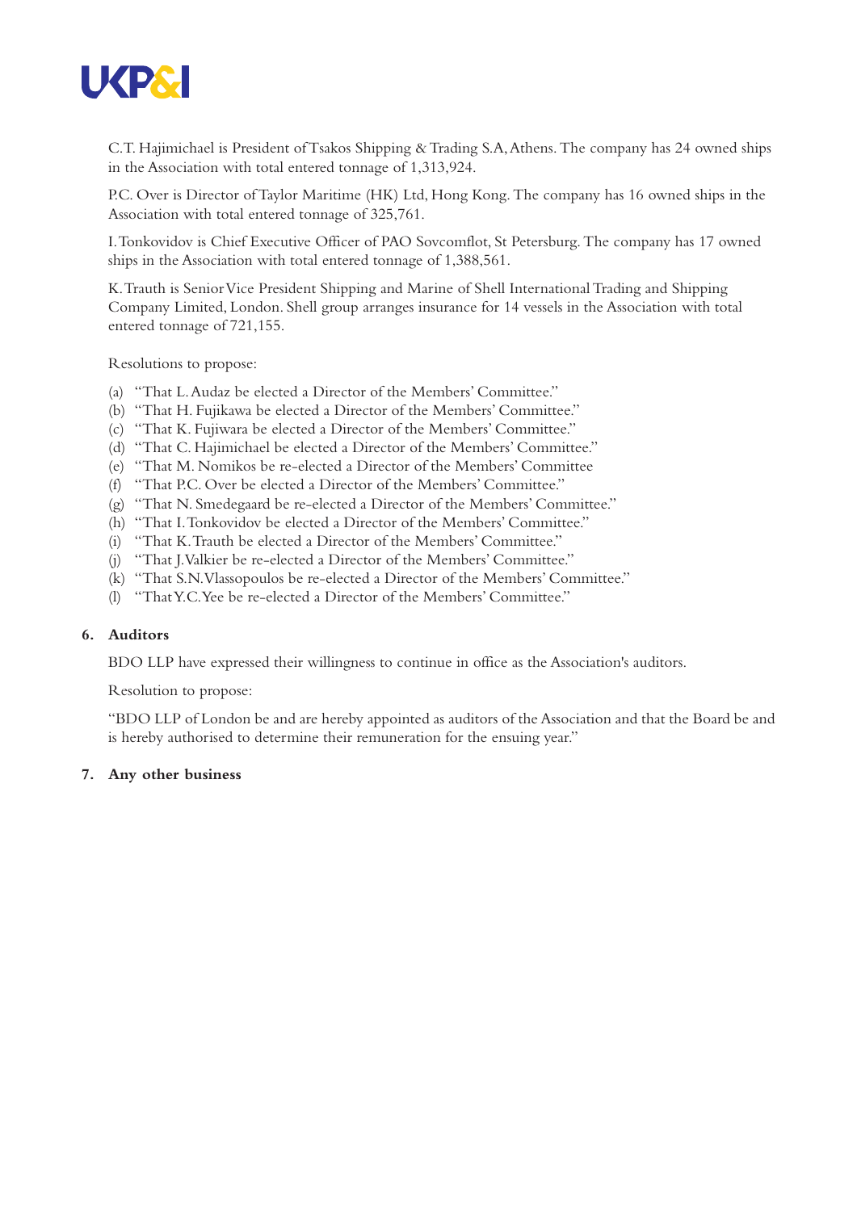C.T. Hajimichael is President of Tsakos Shipping & Trading S.A, Athens. The company has 24 owned ships in the Association with total entered tonnage of 1,313,924.

P.C. Over is Director of Taylor Maritime (HK) Ltd, Hong Kong. The company has 16 owned ships in the Association with total entered tonnage of 325,761.

I. Tonkovidov is Chief Executive Officer of PAO Sovcomflot, St Petersburg. The company has 17 owned ships in the Association with total entered tonnage of 1,388,561.

K. Trauth is Senior Vice President Shipping and Marine of Shell International Trading and Shipping Company Limited, London. Shell group arranges insurance for 14 vessels in the Association with total entered tonnage of 721,155.

Resolutions to propose:

(a) "That L. Audaz be elected a Director of the Members' Committee."
(b) "That H. Fujikawa be elected a Director of the Members' Committee."
(c) "That K. Fujiwara be elected a Director of the Members' Committee."
(d) "That C. Hajimichael be elected a Director of the Members' Committee."
(e) "That M. Nomikos be re-elected a Director of the Members' Committee
(f) "That P.C. Over be elected a Director of the Members' Committee."
(g) "That N. Smedegaard be re-elected a Director of the Members' Committee."
(h) "That I. Tonkovidov be elected a Director of the Members' Committee."
(i) "That K. Trauth be elected a Director of the Members' Committee."
(j) "That J. Valkier be re-elected a Director of the Members' Committee."
(k) "That S.N. Vlassopoulos be re-elected a Director of the Members' Committee."
(l) "That Y.C. Yee be re-elected a Director of the Members' Committee."

**6. Auditors**

BDO LLP have expressed their willingness to continue in office as the Association's auditors.

Resolution to propose:

"BDO LLP of London be and are hereby appointed as auditors of the Association and that the Board be and is hereby authorised to determine their remuneration for the ensuing year."

**7. Any other business**